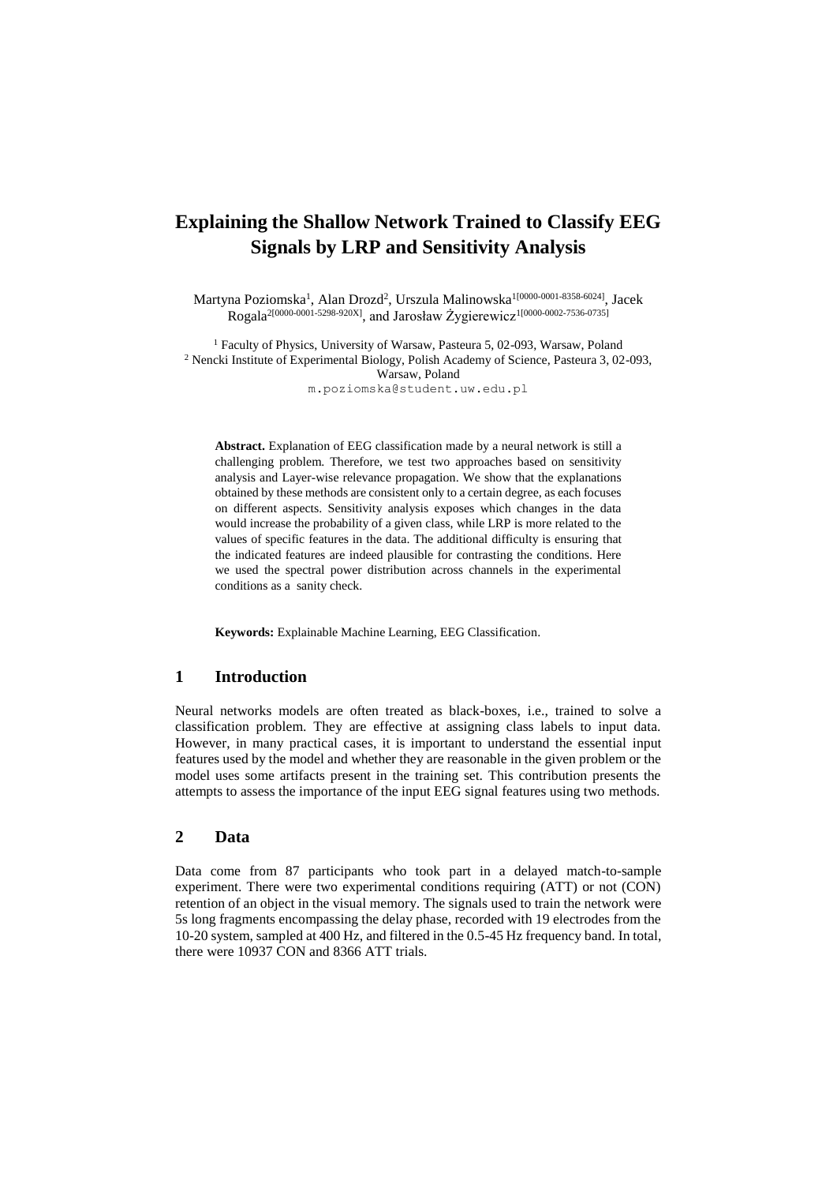# Explaining the Shallow Network Trained to Classify EEG Signals by LRP and Sensitivity Analysis

Martyna Poziomska[1], Alan Drozd[2], Urszula Malinowska[1[0000-0001-8358-6024]], Jacek Rogala[2[0000-0001-5298-920X]], and Jarosław Żygierewicz[1[0000-0002-7536-0735]]

[1] Faculty of Physics, University of Warsaw, Pasteura 5, 02-093, Warsaw, Poland
[2] Nencki Institute of Experimental Biology, Polish Academy of Science, Pasteura 3, 02-093, Warsaw, Poland
m.poziomska@student.uw.edu.pl

**Abstract.** Explanation of EEG classification made by a neural network is still a challenging problem. Therefore, we test two approaches based on sensitivity analysis and Layer-wise relevance propagation. We show that the explanations obtained by these methods are consistent only to a certain degree, as each focuses on different aspects. Sensitivity analysis exposes which changes in the data would increase the probability of a given class, while LRP is more related to the values of specific features in the data. The additional difficulty is ensuring that the indicated features are indeed plausible for contrasting the conditions. Here we used the spectral power distribution across channels in the experimental conditions as a sanity check.

**Keywords:** Explainable Machine Learning, EEG Classification.

## 1 Introduction

Neural networks models are often treated as black-boxes, i.e., trained to solve a classification problem. They are effective at assigning class labels to input data. However, in many practical cases, it is important to understand the essential input features used by the model and whether they are reasonable in the given problem or the model uses some artifacts present in the training set. This contribution presents the attempts to assess the importance of the input EEG signal features using two methods.

## 2 Data

Data come from 87 participants who took part in a delayed match-to-sample experiment. There were two experimental conditions requiring (ATT) or not (CON) retention of an object in the visual memory. The signals used to train the network were 5s long fragments encompassing the delay phase, recorded with 19 electrodes from the 10-20 system, sampled at 400 Hz, and filtered in the 0.5-45 Hz frequency band. In total, there were 10937 CON and 8366 ATT trials.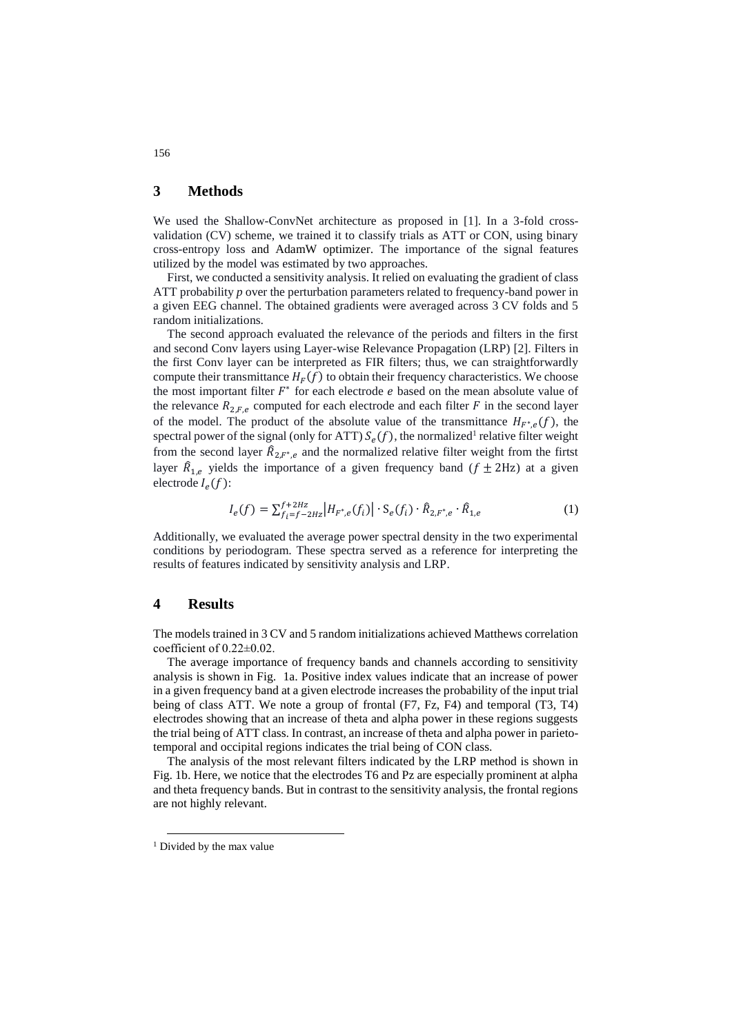## 3 Methods

We used the Shallow-ConvNet architecture as proposed in [1]. In a 3-fold cross-validation (CV) scheme, we trained it to classify trials as ATT or CON, using binary cross-entropy loss and AdamW optimizer. The importance of the signal features utilized by the model was estimated by two approaches.

First, we conducted a sensitivity analysis. It relied on evaluating the gradient of class ATT probability $p$ over the perturbation parameters related to frequency-band power in a given EEG channel. The obtained gradients were averaged across 3 CV folds and 5 random initializations.

The second approach evaluated the relevance of the periods and filters in the first and second Conv layers using Layer-wise Relevance Propagation (LRP) [2]. Filters in the first Conv layer can be interpreted as FIR filters; thus, we can straightforwardly compute their transmittance $H_F(f)$ to obtain their frequency characteristics. We choose the most important filter $F^*$ for each electrode $e$ based on the mean absolute value of the relevance $R_{2,F,e}$ computed for each electrode and each filter $F$ in the second layer of the model. The product of the absolute value of the transmittance $H_{F^*,e}(f)$, the spectral power of the signal (only for ATT) $S_e(f)$, the normalized[1] relative filter weight from the second layer $\hat{R}_{2,F^*,e}$ and the normalized relative filter weight from the firtst layer $\hat{R}_{1,e}$ yields the importance of a given frequency band ($f \pm 2\text{Hz}$) at a given electrode $I_e(f)$:

$$I_e(f) = \sum_{f_i=f-2Hz}^{f+2Hz} \left|H_{F^*,e}(f_i)\right| \cdot S_e(f_i) \cdot \hat{R}_{2,F^*,e} \cdot \hat{R}_{1,e} \tag{1}$$

Additionally, we evaluated the average power spectral density in the two experimental conditions by periodogram. These spectra served as a reference for interpreting the results of features indicated by sensitivity analysis and LRP.

## 4 Results

The models trained in 3 CV and 5 random initializations achieved Matthews correlation coefficient of 0.22±0.02.

The average importance of frequency bands and channels according to sensitivity analysis is shown in Fig. 1a. Positive index values indicate that an increase of power in a given frequency band at a given electrode increases the probability of the input trial being of class ATT. We note a group of frontal (F7, Fz, F4) and temporal (T3, T4) electrodes showing that an increase of theta and alpha power in these regions suggests the trial being of ATT class. In contrast, an increase of theta and alpha power in parieto-temporal and occipital regions indicates the trial being of CON class.

The analysis of the most relevant filters indicated by the LRP method is shown in Fig. 1b. Here, we notice that the electrodes T6 and Pz are especially prominent at alpha and theta frequency bands. But in contrast to the sensitivity analysis, the frontal regions are not highly relevant.

---

[1] Divided by the max value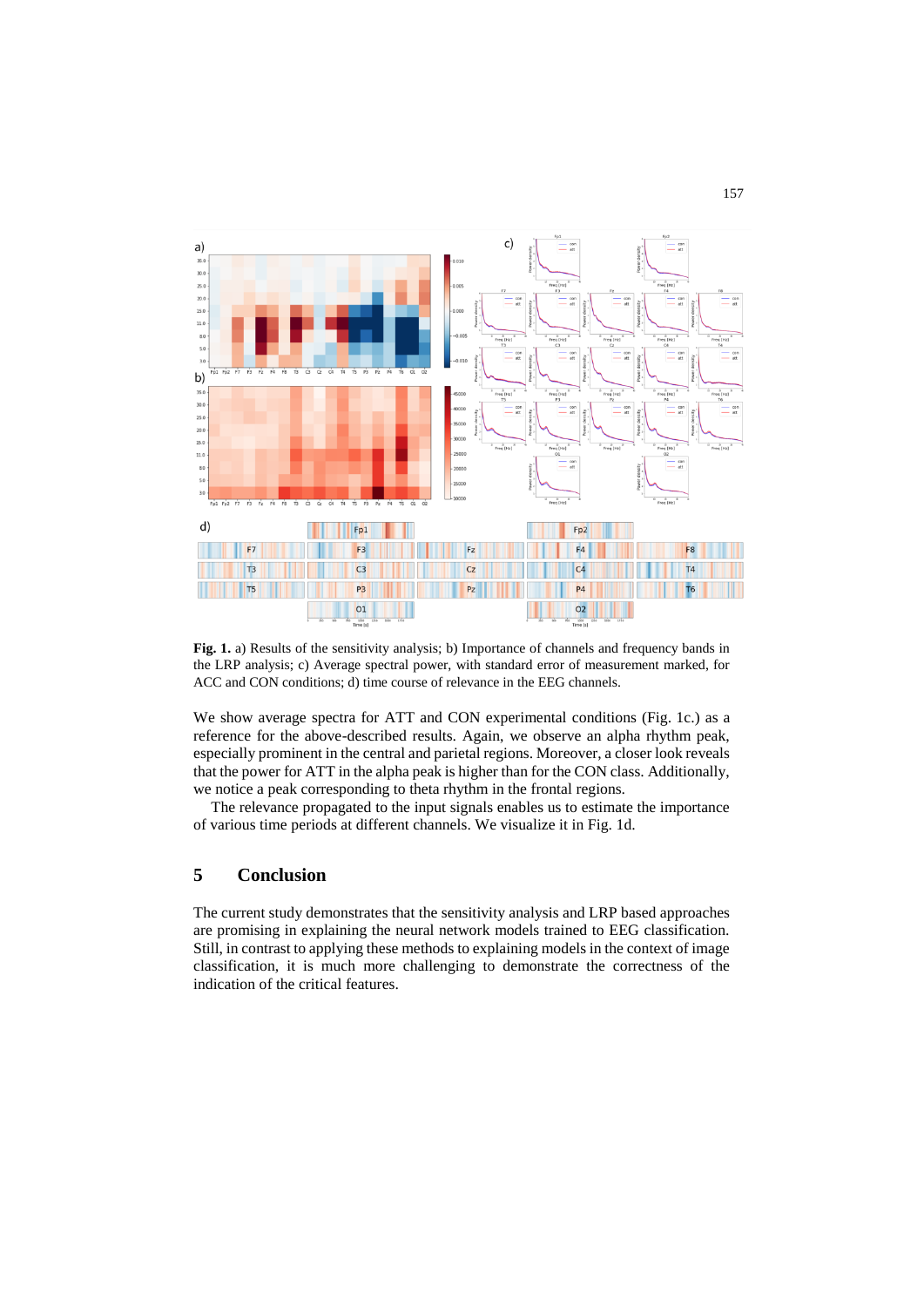**Fig. 1.** a) Results of the sensitivity analysis; b) Importance of channels and frequency bands in the LRP analysis; c) Average spectral power, with standard error of measurement marked, for ACC and CON conditions; d) time course of relevance in the EEG channels.

We show average spectra for ATT and CON experimental conditions (Fig. 1c.) as a reference for the above-described results. Again, we observe an alpha rhythm peak, especially prominent in the central and parietal regions. Moreover, a closer look reveals that the power for ATT in the alpha peak is higher than for the CON class. Additionally, we notice a peak corresponding to theta rhythm in the frontal regions.

The relevance propagated to the input signals enables us to estimate the importance of various time periods at different channels. We visualize it in Fig. 1d.

## 5 Conclusion

The current study demonstrates that the sensitivity analysis and LRP based approaches are promising in explaining the neural network models trained to EEG classification. Still, in contrast to applying these methods to explaining models in the context of image classification, it is much more challenging to demonstrate the correctness of the indication of the critical features.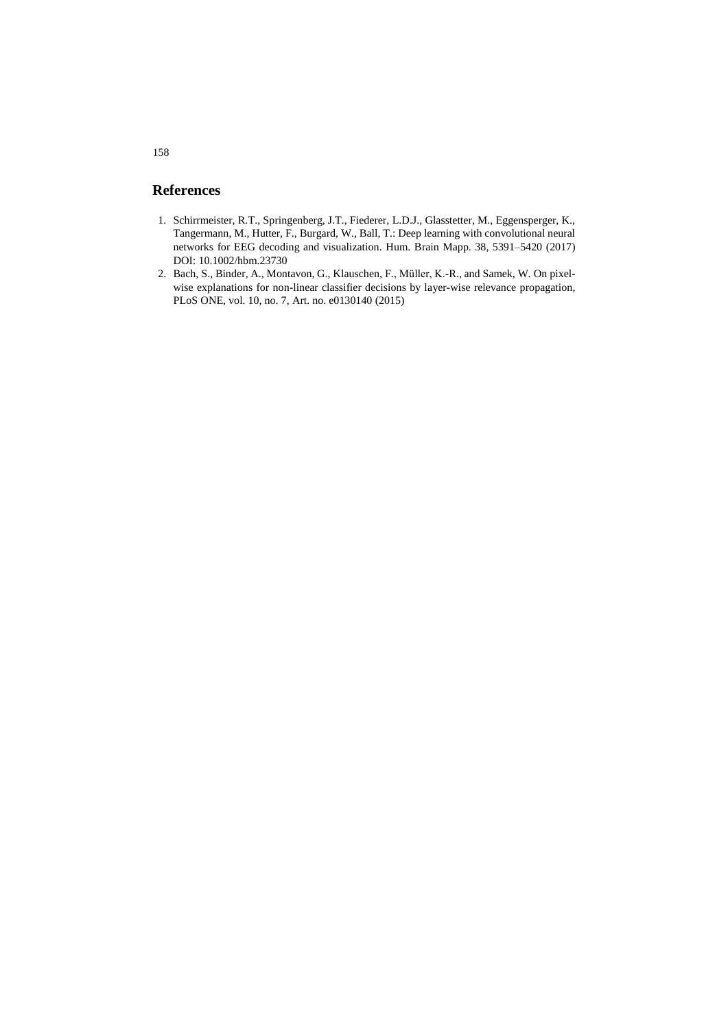## References

1. Schirrmeister, R.T., Springenberg, J.T., Fiederer, L.D.J., Glasstetter, M., Eggensperger, K., Tangermann, M., Hutter, F., Burgard, W., Ball, T.: Deep learning with convolutional neural networks for EEG decoding and visualization. Hum. Brain Mapp. 38, 5391–5420 (2017) DOI: 10.1002/hbm.23730
2. Bach, S., Binder, A., Montavon, G., Klauschen, F., Müller, K.-R., and Samek, W. On pixel-wise explanations for non-linear classifier decisions by layer-wise relevance propagation, PLoS ONE, vol. 10, no. 7, Art. no. e0130140 (2015)